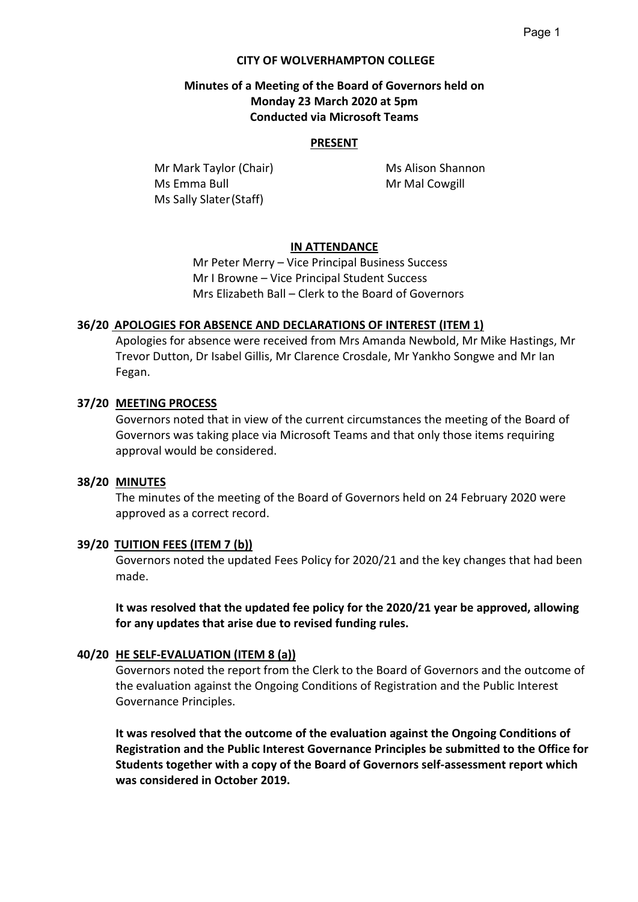**CITY OF WOLVERHAMPTON COLLEGE**

**Minutes of a Meeting of the Board of Governors held on Monday 23 March 2020 at 5pm Conducted via Microsoft Teams**

**PRESENT**

Mr Mark Taylor (Chair)
Ms Emma Bull
Ms Sally Slater (Staff)
Ms Alison Shannon
Mr Mal Cowgill

**IN ATTENDANCE**

Mr Peter Merry – Vice Principal Business Success
Mr I Browne – Vice Principal Student Success
Mrs Elizabeth Ball – Clerk to the Board of Governors

**36/20 APOLOGIES FOR ABSENCE AND DECLARATIONS OF INTEREST (ITEM 1)**

Apologies for absence were received from Mrs Amanda Newbold, Mr Mike Hastings, Mr Trevor Dutton, Dr Isabel Gillis, Mr Clarence Crosdale, Mr Yankho Songwe and Mr Ian Fegan.

**37/20 MEETING PROCESS**

Governors noted that in view of the current circumstances the meeting of the Board of Governors was taking place via Microsoft Teams and that only those items requiring approval would be considered.

**38/20 MINUTES**

The minutes of the meeting of the Board of Governors held on 24 February 2020 were approved as a correct record.

**39/20 TUITION FEES (ITEM 7 (b))**

Governors noted the updated Fees Policy for 2020/21 and the key changes that had been made.

**It was resolved that the updated fee policy for the 2020/21 year be approved, allowing for any updates that arise due to revised funding rules.**

**40/20 HE SELF-EVALUATION (ITEM 8 (a))**

Governors noted the report from the Clerk to the Board of Governors and the outcome of the evaluation against the Ongoing Conditions of Registration and the Public Interest Governance Principles.

**It was resolved that the outcome of the evaluation against the Ongoing Conditions of Registration and the Public Interest Governance Principles be submitted to the Office for Students together with a copy of the Board of Governors self-assessment report which was considered in October 2019.**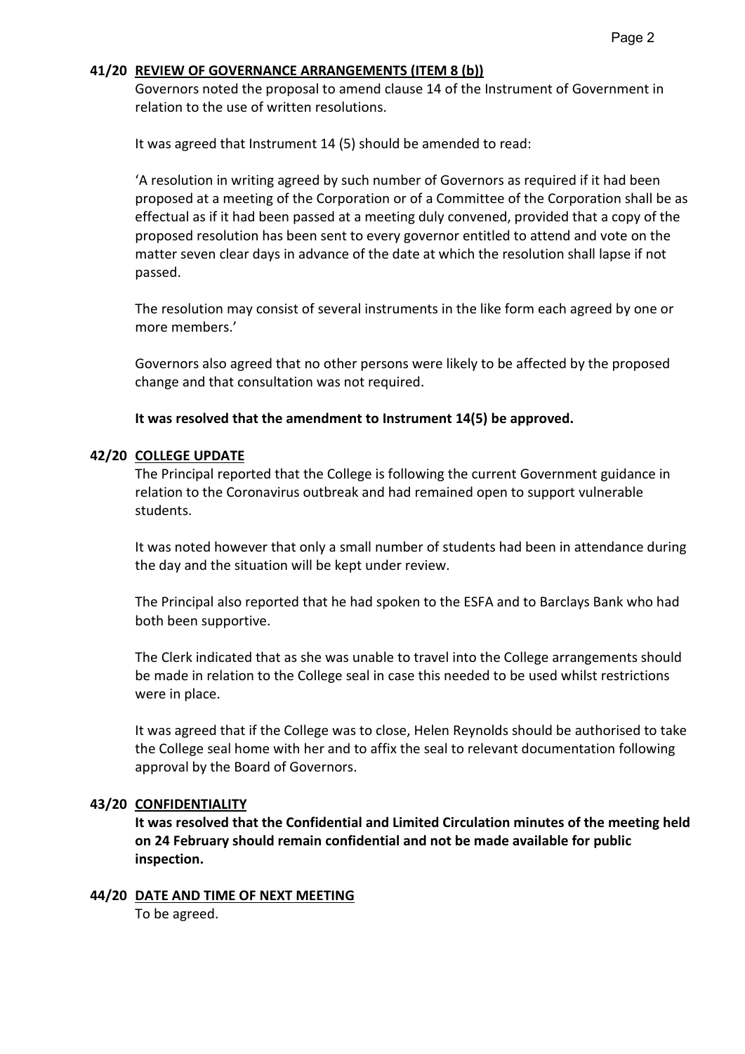**41/20 <u>REVIEW OF GOVERNANCE ARRANGEMENTS (ITEM 8 (b))</u>**

Governors noted the proposal to amend clause 14 of the Instrument of Government in relation to the use of written resolutions.

It was agreed that Instrument 14 (5) should be amended to read:

'A resolution in writing agreed by such number of Governors as required if it had been proposed at a meeting of the Corporation or of a Committee of the Corporation shall be as effectual as if it had been passed at a meeting duly convened, provided that a copy of the proposed resolution has been sent to every governor entitled to attend and vote on the matter seven clear days in advance of the date at which the resolution shall lapse if not passed.

The resolution may consist of several instruments in the like form each agreed by one or more members.'

Governors also agreed that no other persons were likely to be affected by the proposed change and that consultation was not required.

**It was resolved that the amendment to Instrument 14(5) be approved.**

**42/20 <u>COLLEGE UPDATE</u>**

The Principal reported that the College is following the current Government guidance in relation to the Coronavirus outbreak and had remained open to support vulnerable students.

It was noted however that only a small number of students had been in attendance during the day and the situation will be kept under review.

The Principal also reported that he had spoken to the ESFA and to Barclays Bank who had both been supportive.

The Clerk indicated that as she was unable to travel into the College arrangements should be made in relation to the College seal in case this needed to be used whilst restrictions were in place.

It was agreed that if the College was to close, Helen Reynolds should be authorised to take the College seal home with her and to affix the seal to relevant documentation following approval by the Board of Governors.

**43/20 <u>CONFIDENTIALITY</u>**

**It was resolved that the Confidential and Limited Circulation minutes of the meeting held on 24 February should remain confidential and not be made available for public inspection.**

**44/20 <u>DATE AND TIME OF NEXT MEETING</u>**

To be agreed.